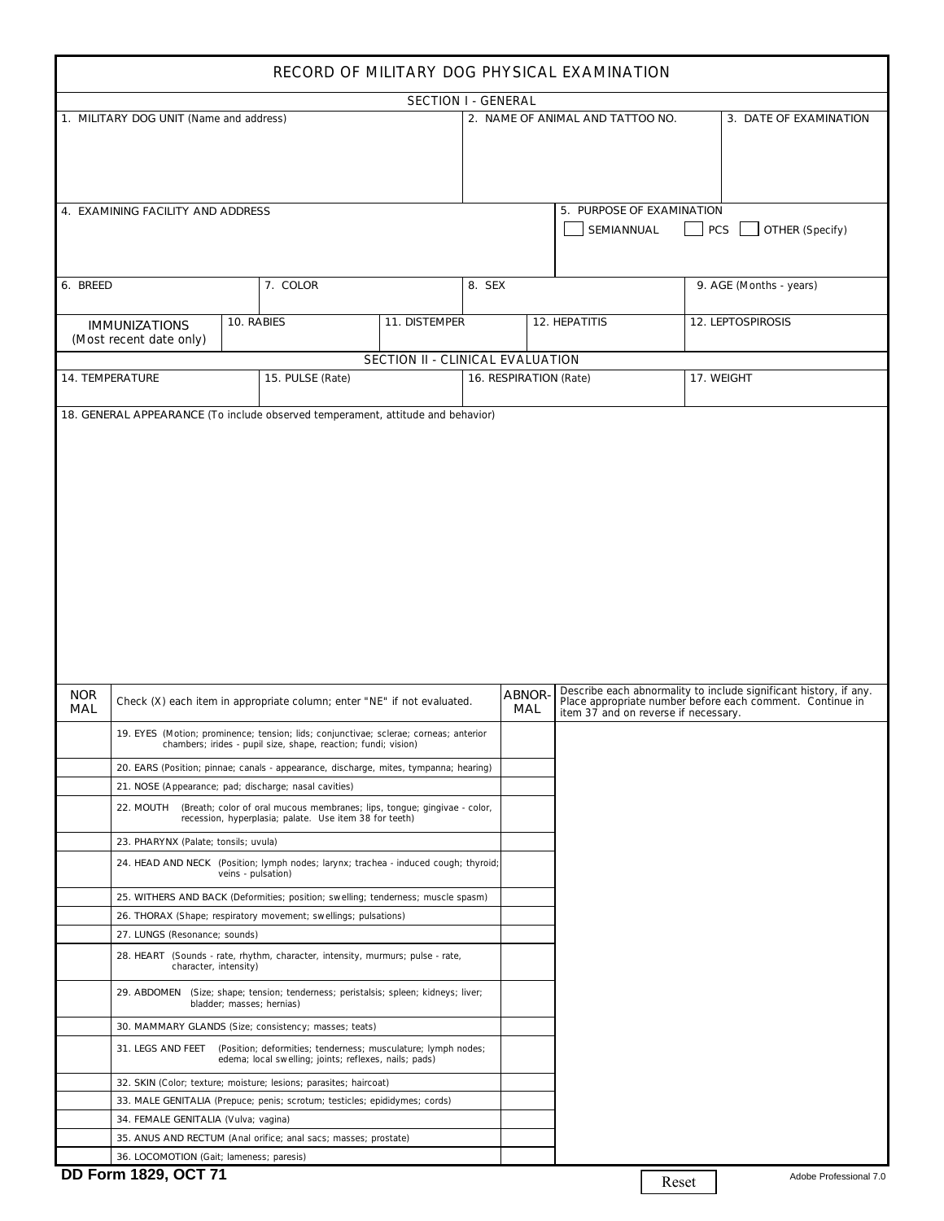# RECORD OF MILITARY DOG PHYSICAL EXAMINATION

## SECTION I - GENERAL

| 1. MILITARY DOG UNIT (Name and address) | 2. NAME OF ANIMAL AND TATTOO NO. | 3. DATE OF EXAMINATION |
|---|---|---|
| | | |

| 4. EXAMINING FACILITY AND ADDRESS | 5. PURPOSE OF EXAMINATION |
|---|---|
| | ☐ SEMIANNUAL ☐ PCS ☐ OTHER (Specify) |

| 6. BREED | 7. COLOR | 8. SEX | 9. AGE (Months - years) |
|---|---|---|---|
| | | | |

| IMMUNIZATIONS (Most recent date only) | 10. RABIES | 11. DISTEMPER | 12. HEPATITIS | 12. LEPTOSPIROSIS |
|---|---|---|---|---|
| | | | | |

## SECTION II - CLINICAL EVALUATION

| 14. TEMPERATURE | 15. PULSE (Rate) | 16. RESPIRATION (Rate) | 17. WEIGHT |
|---|---|---|---|
| | | | |

18. GENERAL APPEARANCE (To include observed temperament, attitude and behavior)

| NORMAL | Check (X) each item in appropriate column; enter "NE" if not evaluated. | ABNORMAL | Describe each abnormality to include significant history, if any. Place appropriate number before each comment. Continue in item 37 and on reverse if necessary. |
|---|---|---|---|
| | 19. EYES (Motion; prominence; tension; lids; conjunctivae; sclerae; corneas; anterior chambers; irides - pupil size, shape, reaction; fundi; vision) | | |
| | 20. EARS (Position; pinnae; canals - appearance, discharge, mites, tympanna; hearing) | | |
| | 21. NOSE (Appearance; pad; discharge; nasal cavities) | | |
| | 22. MOUTH (Breath; color of oral mucous membranes; lips, tongue; gingivae - color, recession, hyperplasia; palate. Use item 38 for teeth) | | |
| | 23. PHARYNX (Palate; tonsils; uvula) | | |
| | 24. HEAD AND NECK (Position; lymph nodes; larynx; trachea - induced cough; thyroid; veins - pulsation) | | |
| | 25. WITHERS AND BACK (Deformities; position; swelling; tenderness; muscle spasm) | | |
| | 26. THORAX (Shape; respiratory movement; swellings; pulsations) | | |
| | 27. LUNGS (Resonance; sounds) | | |
| | 28. HEART (Sounds - rate, rhythm, character, intensity, murmurs; pulse - rate, character, intensity) | | |
| | 29. ABDOMEN (Size; shape; tension; tenderness; peristalsis; spleen; kidneys; liver; bladder; masses; hernias) | | |
| | 30. MAMMARY GLANDS (Size; consistency; masses; teats) | | |
| | 31. LEGS AND FEET (Position; deformities; tenderness; musculature; lymph nodes; edema; local swelling; joints; reflexes, nails; pads) | | |
| | 32. SKIN (Color; texture; moisture; lesions; parasites; haircoat) | | |
| | 33. MALE GENITALIA (Prepuce; penis; scrotum; testicles; epididymes; cords) | | |
| | 34. FEMALE GENITALIA (Vulva; vagina) | | |
| | 35. ANUS AND RECTUM (Anal orifice; anal sacs; masses; prostate) | | |
| | 36. LOCOMOTION (Gait; lameness; paresis) | | |

DD Form 1829, OCT 71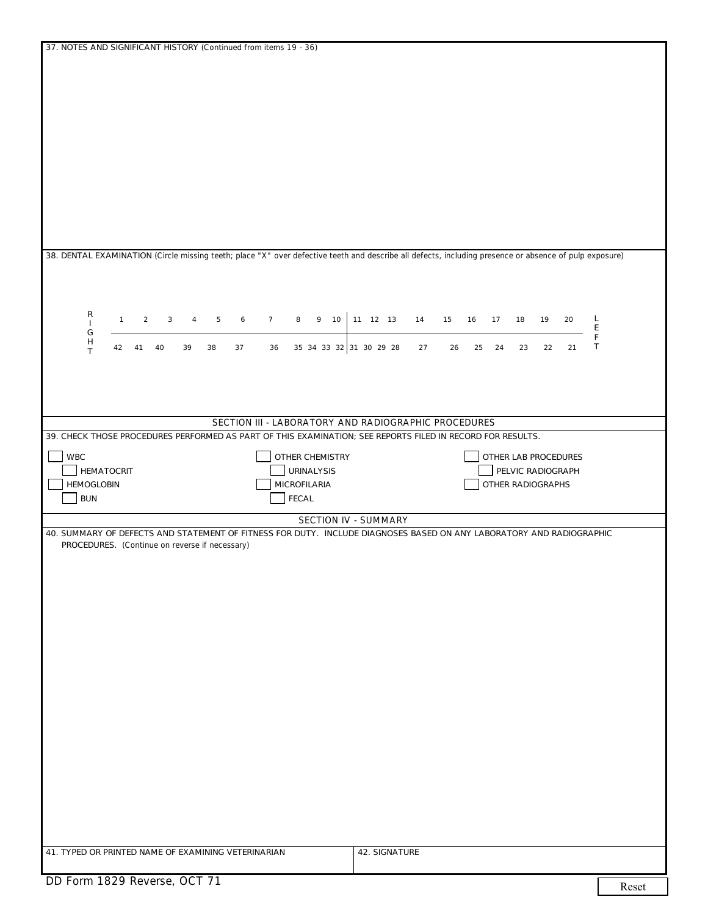37. NOTES AND SIGNIFICANT HISTORY (Continued from items 19 - 36)

38. DENTAL EXAMINATION (Circle missing teeth; place "X" over defective teeth and describe all defects, including presence or absence of pulp exposure)

| | | | | | | | | | | | | | | | | | | | | | |
|---|---|---|---|---|---|---|---|---|---|---|---|---|---|---|---|---|---|---|---|---|---|
| RIGHT | 1 | 2 | 3 | 4 | 5 | 6 | 7 | 8 | 9 | 10 | 11 12 13 | 14 | 15 | 16 | 17 | 18 | 19 | 20 | | | LEFT |
| | 42 | 41 | 40 | 39 | 38 | 37 | 36 | 35 34 33 32 | 31 30 29 28 | 27 | 26 | 25 | 24 | 23 | 22 | 21 | | | | | |

## SECTION III - LABORATORY AND RADIOGRAPHIC PROCEDURES

39. CHECK THOSE PROCEDURES PERFORMED AS PART OF THIS EXAMINATION; SEE REPORTS FILED IN RECORD FOR RESULTS.

- [ ] WBC
- [ ] HEMATOCRIT
- [ ] HEMOGLOBIN
- [ ] BUN
- [ ] OTHER CHEMISTRY
- [ ] URINALYSIS
- [ ] MICROFILARIA
- [ ] FECAL
- [ ] OTHER LAB PROCEDURES
- [ ] PELVIC RADIOGRAPH
- [ ] OTHER RADIOGRAPHS

## SECTION IV - SUMMARY

40. SUMMARY OF DEFECTS AND STATEMENT OF FITNESS FOR DUTY. INCLUDE DIAGNOSES BASED ON ANY LABORATORY AND RADIOGRAPHIC PROCEDURES. (Continue on reverse if necessary)

| 41. TYPED OR PRINTED NAME OF EXAMINING VETERINARIAN | 42. SIGNATURE |
|---|---|
| | |

DD Form 1829 Reverse, OCT 71

Reset